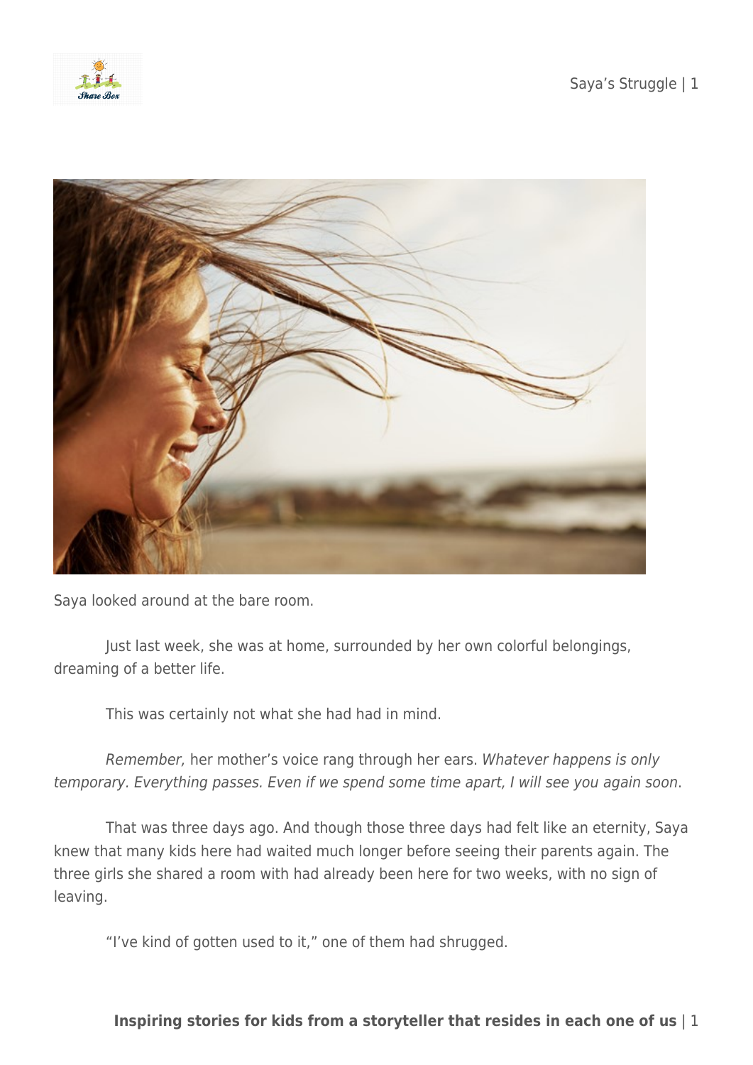Saya looked around at the bare room.

Just last week, she was at home, surrounded by her own colorful belongings, dreaming of a better life.

This was certainly not what she had had in mind.

*Remember,* her mother's voice rang through her ears. *Whatever happens is only temporary. Everything passes. Even if we spend some time apart, I will see you again soon*.

That was three days ago. And though those three days had felt like an eternity, Saya knew that many kids here had waited much longer before seeing their parents again. The three girls she shared a room with had already been here for two weeks, with no sign of leaving.

"I've kind of gotten used to it," one of them had shrugged.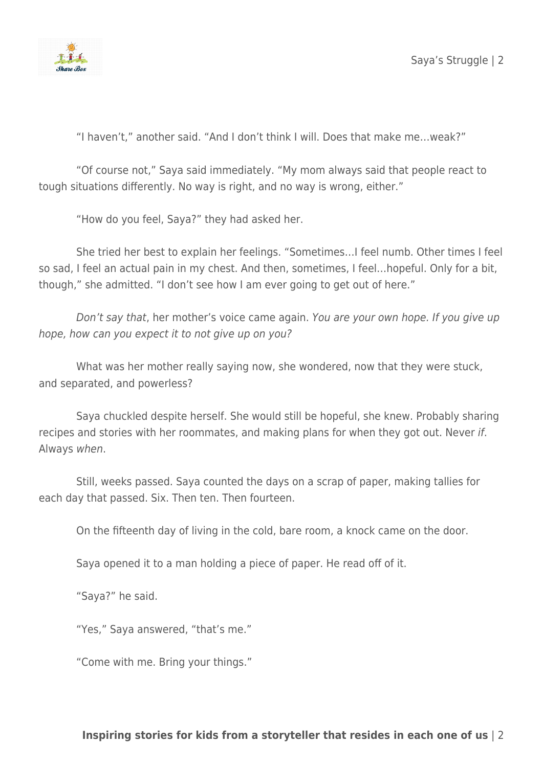“I haven’t,” another said. “And I don’t think I will. Does that make me…weak?”

“Of course not,” Saya said immediately. “My mom always said that people react to tough situations differently. No way is right, and no way is wrong, either.”

“How do you feel, Saya?” they had asked her.

She tried her best to explain her feelings. “Sometimes…I feel numb. Other times I feel so sad, I feel an actual pain in my chest. And then, sometimes, I feel…hopeful. Only for a bit, though,” she admitted. “I don’t see how I am ever going to get out of here.”

*Don’t say that*, her mother’s voice came again. *You are your own hope. If you give up hope, how can you expect it to not give up on you?*

What was her mother really saying now, she wondered, now that they were stuck, and separated, and powerless?

Saya chuckled despite herself. She would still be hopeful, she knew. Probably sharing recipes and stories with her roommates, and making plans for when they got out. Never *if*. Always *when*.

Still, weeks passed. Saya counted the days on a scrap of paper, making tallies for each day that passed. Six. Then ten. Then fourteen.

On the fifteenth day of living in the cold, bare room, a knock came on the door.

Saya opened it to a man holding a piece of paper. He read off of it.

“Saya?” he said.

“Yes,” Saya answered, “that’s me.”

“Come with me. Bring your things.”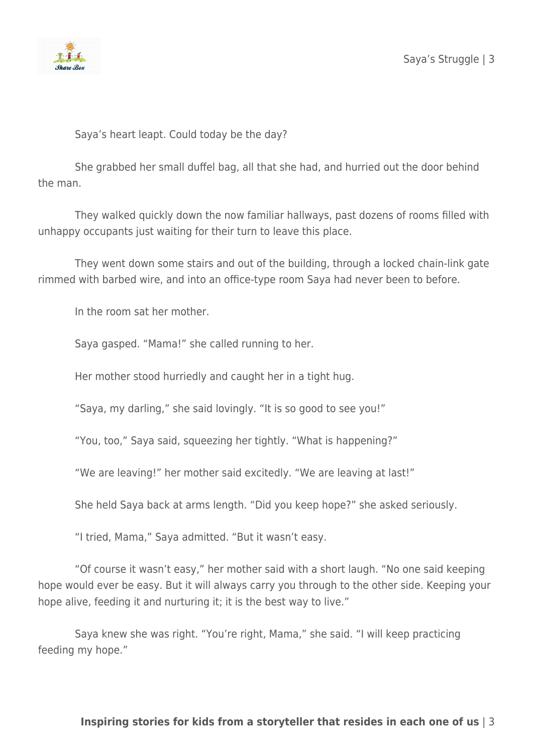Saya's heart leapt. Could today be the day?

She grabbed her small duffel bag, all that she had, and hurried out the door behind the man.

They walked quickly down the now familiar hallways, past dozens of rooms filled with unhappy occupants just waiting for their turn to leave this place.

They went down some stairs and out of the building, through a locked chain-link gate rimmed with barbed wire, and into an office-type room Saya had never been to before.

In the room sat her mother.

Saya gasped. "Mama!" she called running to her.

Her mother stood hurriedly and caught her in a tight hug.

"Saya, my darling," she said lovingly. "It is so good to see you!"

"You, too," Saya said, squeezing her tightly. "What is happening?"

"We are leaving!" her mother said excitedly. "We are leaving at last!"

She held Saya back at arms length. "Did you keep hope?" she asked seriously.

"I tried, Mama," Saya admitted. "But it wasn't easy.

"Of course it wasn't easy," her mother said with a short laugh. "No one said keeping hope would ever be easy. But it will always carry you through to the other side. Keeping your hope alive, feeding it and nurturing it; it is the best way to live."

Saya knew she was right. "You're right, Mama," she said. "I will keep practicing feeding my hope."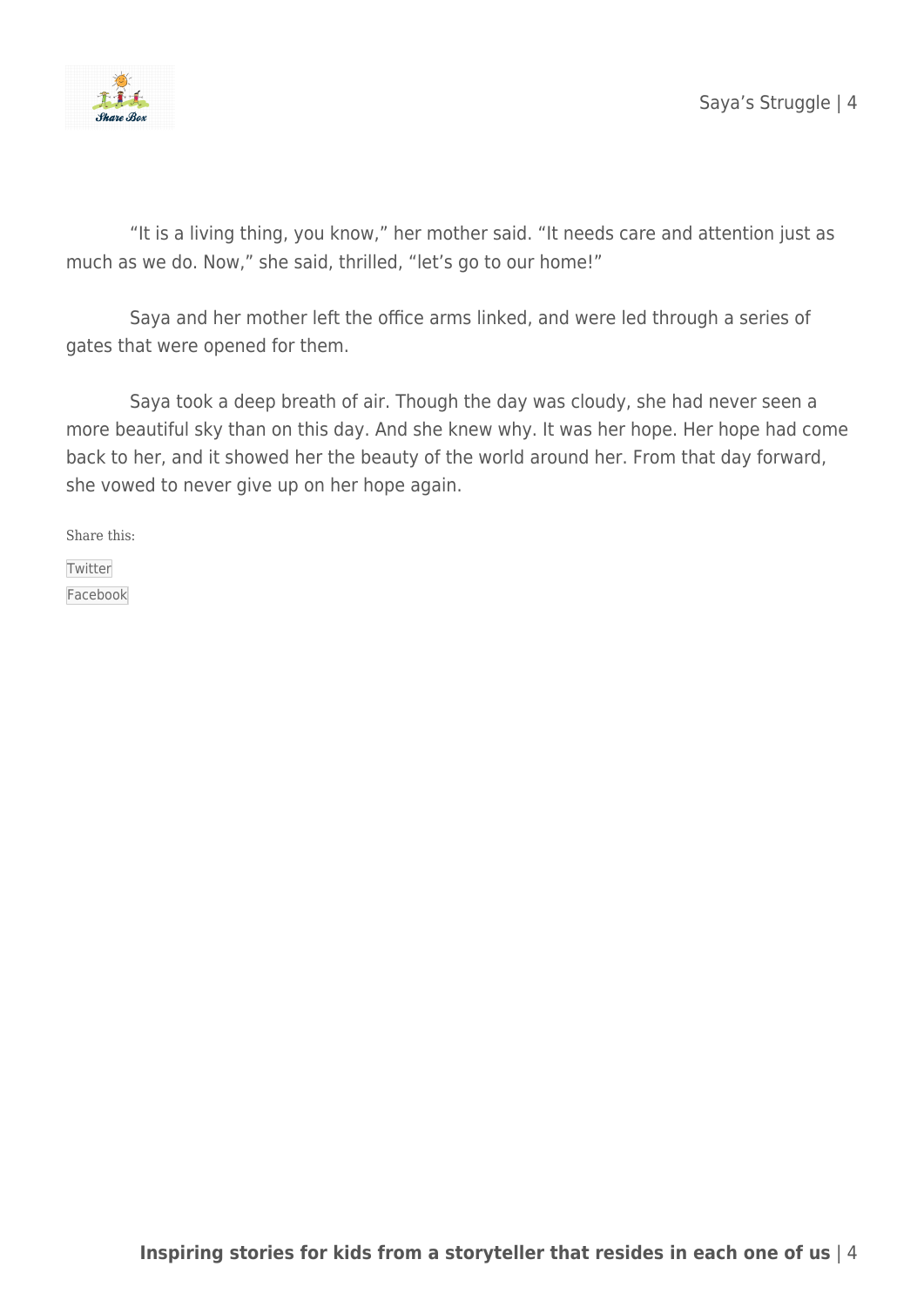"It is a living thing, you know," her mother said. "It needs care and attention just as much as we do. Now," she said, thrilled, "let's go to our home!"

Saya and her mother left the office arms linked, and were led through a series of gates that were opened for them.

Saya took a deep breath of air. Though the day was cloudy, she had never seen a more beautiful sky than on this day. And she knew why. It was her hope. Her hope had come back to her, and it showed her the beauty of the world around her. From that day forward, she vowed to never give up on her hope again.

Share this:

Twitter

Facebook